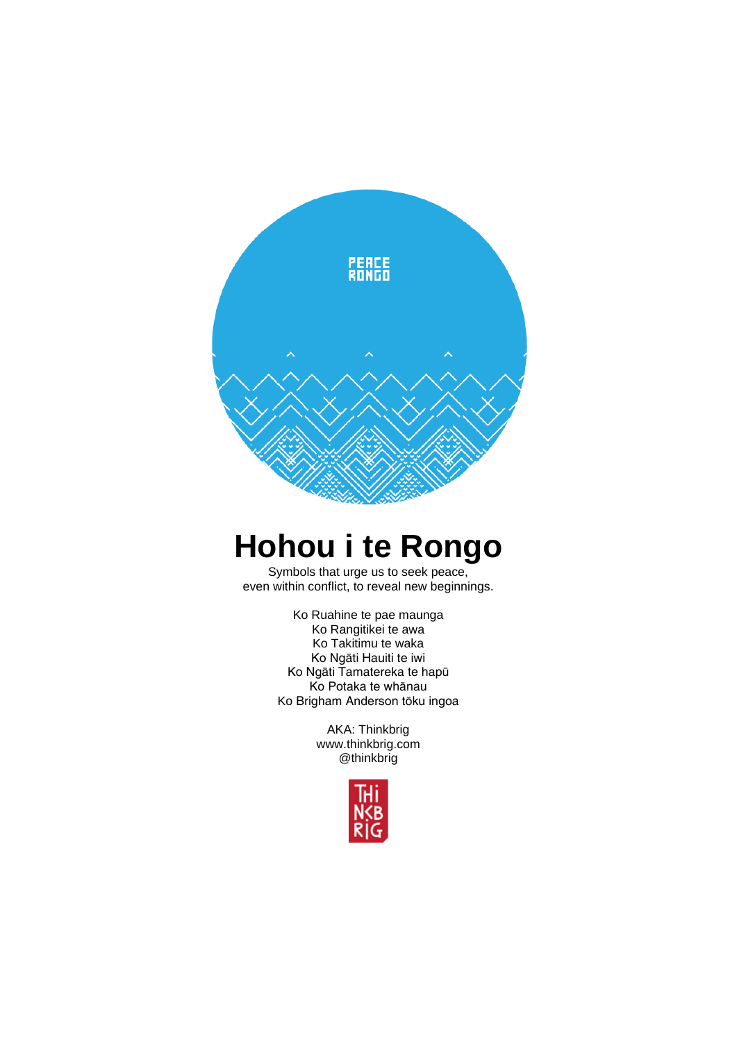PEACE
RONGO

# Hohou i te Rongo

Symbols that urge us to seek peace,
even within conflict, to reveal new beginnings.

Ko Ruahine te pae maunga
Ko Rangitikei te awa
Ko Takitimu te waka
Ko Ngāti Hauiti te iwi
Ko Ngāti Tamatereka te hapū
Ko Potaka te whānau
Ko Brigham Anderson tōku ingoa

AKA: Thinkbrig
www.thinkbrig.com
@thinkbrig

THi
NKB
RiG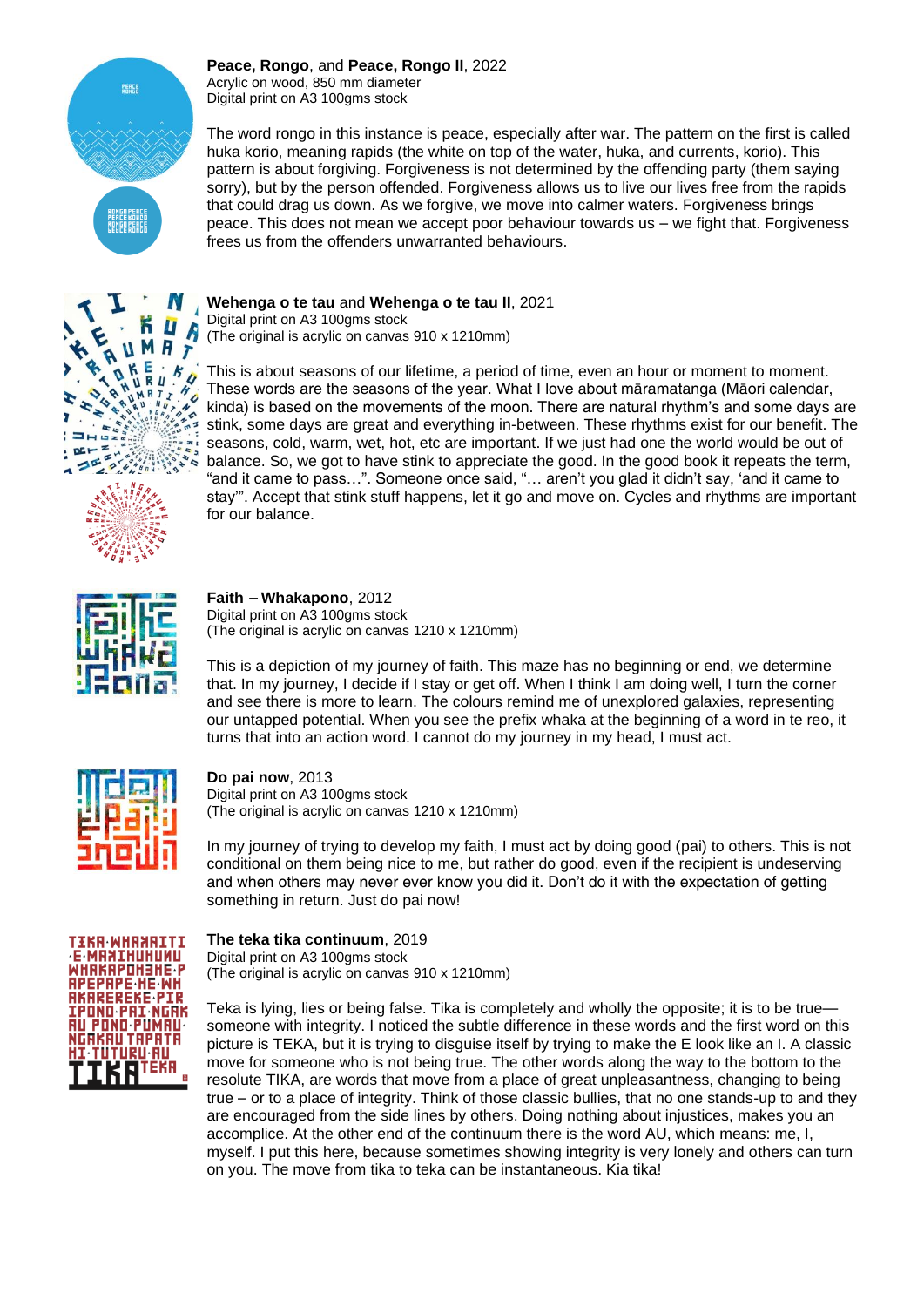**Peace, Rongo**, and **Peace, Rongo II**, 2022
Acrylic on wood, 850 mm diameter
Digital print on A3 100gms stock

The word rongo in this instance is peace, especially after war. The pattern on the first is called huka korio, meaning rapids (the white on top of the water, huka, and currents, korio). This pattern is about forgiving. Forgiveness is not determined by the offending party (them saying sorry), but by the person offended. Forgiveness allows us to live our lives free from the rapids that could drag us down. As we forgive, we move into calmer waters. Forgiveness brings peace. This does not mean we accept poor behaviour towards us – we fight that. Forgiveness frees us from the offenders unwarranted behaviours.

**Wehenga o te tau** and **Wehenga o te tau II**, 2021
Digital print on A3 100gms stock
(The original is acrylic on canvas 910 x 1210mm)

This is about seasons of our lifetime, a period of time, even an hour or moment to moment. These words are the seasons of the year. What I love about māramatanga (Māori calendar, kinda) is based on the movements of the moon. There are natural rhythm's and some days are stink, some days are great and everything in-between. These rhythms exist for our benefit. The seasons, cold, warm, wet, hot, etc are important. If we just had one the world would be out of balance. So, we got to have stink to appreciate the good. In the good book it repeats the term, "and it came to pass…". Someone once said, "… aren't you glad it didn't say, 'and it came to stay'". Accept that stink stuff happens, let it go and move on. Cycles and rhythms are important for our balance.

**Faith – Whakapono**, 2012
Digital print on A3 100gms stock
(The original is acrylic on canvas 1210 x 1210mm)

This is a depiction of my journey of faith. This maze has no beginning or end, we determine that. In my journey, I decide if I stay or get off. When I think I am doing well, I turn the corner and see there is more to learn. The colours remind me of unexplored galaxies, representing our untapped potential. When you see the prefix whaka at the beginning of a word in te reo, it turns that into an action word. I cannot do my journey in my head, I must act.

**Do pai now**, 2013
Digital print on A3 100gms stock
(The original is acrylic on canvas 1210 x 1210mm)

In my journey of trying to develop my faith, I must act by doing good (pai) to others. This is not conditional on them being nice to me, but rather do good, even if the recipient is undeserving and when others may never ever know you did it. Don't do it with the expectation of getting something in return. Just do pai now!

**The teka tika continuum**, 2019
Digital print on A3 100gms stock
(The original is acrylic on canvas 910 x 1210mm)

Teka is lying, lies or being false. Tika is completely and wholly the opposite; it is to be true—someone with integrity. I noticed the subtle difference in these words and the first word on this picture is TEKA, but it is trying to disguise itself by trying to make the E look like an I. A classic move for someone who is not being true. The other words along the way to the bottom to the resolute TIKA, are words that move from a place of great unpleasantness, changing to being true – or to a place of integrity. Think of those classic bullies, that no one stands-up to and they are encouraged from the side lines by others. Doing nothing about injustices, makes you an accomplice. At the other end of the continuum there is the word AU, which means: me, I, myself. I put this here, because sometimes showing integrity is very lonely and others can turn on you. The move from tika to teka can be instantaneous. Kia tika!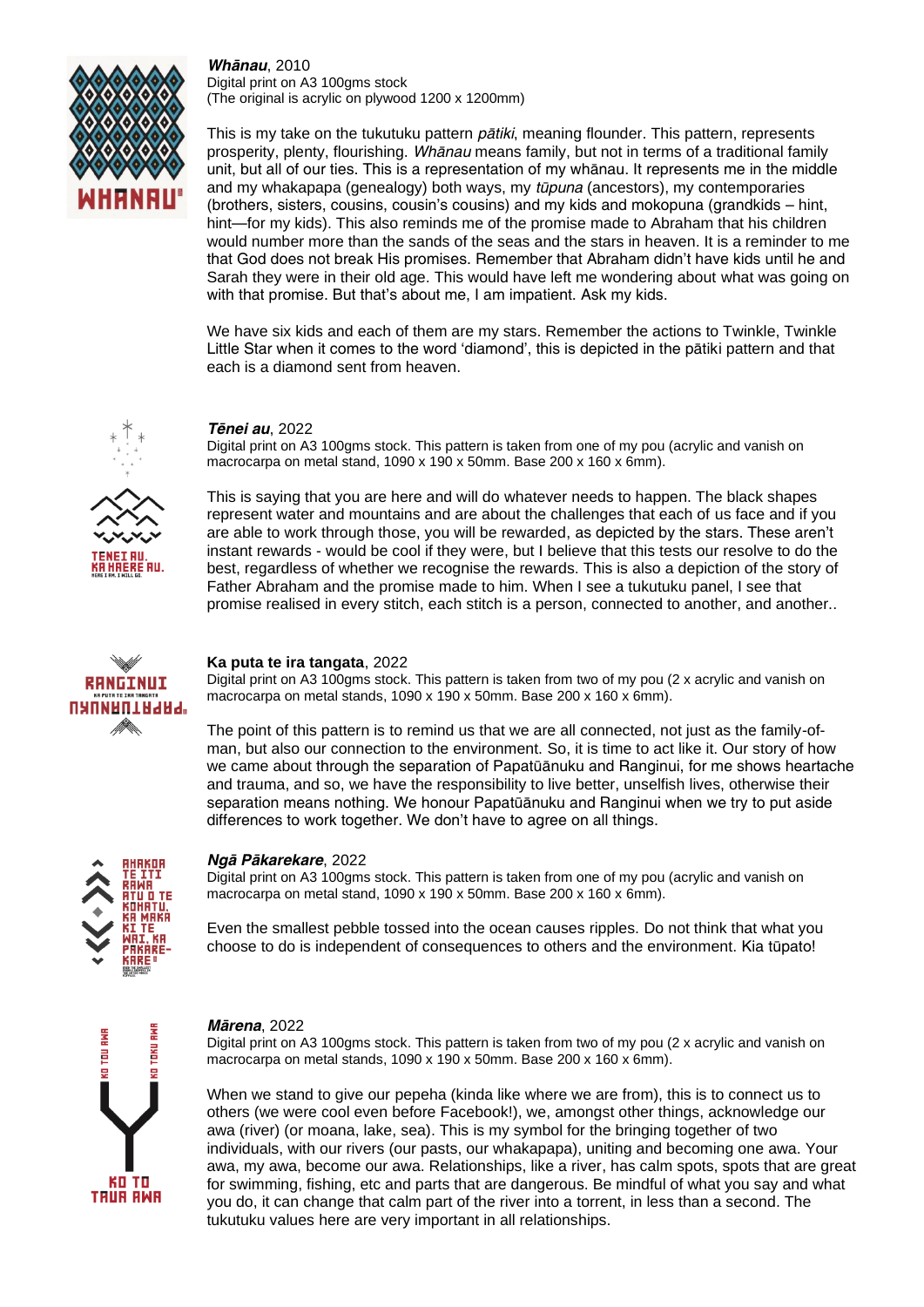***Whānau***, 2010
Digital print on A3 100gms stock
(The original is acrylic on plywood 1200 x 1200mm)

This is my take on the tukutuku pattern *pātiki*, meaning flounder. This pattern, represents prosperity, plenty, flourishing. *Whānau* means family, but not in terms of a traditional family unit, but all of our ties. This is a representation of my whānau. It represents me in the middle and my whakapapa (genealogy) both ways, my *tūpuna* (ancestors), my contemporaries (brothers, sisters, cousins, cousin's cousins) and my kids and mokopuna (grandkids – hint, hint—for my kids). This also reminds me of the promise made to Abraham that his children would number more than the sands of the seas and the stars in heaven. It is a reminder to me that God does not break His promises. Remember that Abraham didn't have kids until he and Sarah they were in their old age. This would have left me wondering about what was going on with that promise. But that's about me, I am impatient. Ask my kids.

We have six kids and each of them are my stars. Remember the actions to Twinkle, Twinkle Little Star when it comes to the word 'diamond', this is depicted in the pātiki pattern and that each is a diamond sent from heaven.

***Tēnei au***, 2022
Digital print on A3 100gms stock. This pattern is taken from one of my pou (acrylic and vanish on macrocarpa on metal stand, 1090 x 190 x 50mm. Base 200 x 160 x 6mm).

This is saying that you are here and will do whatever needs to happen. The black shapes represent water and mountains and are about the challenges that each of us face and if you are able to work through those, you will be rewarded, as depicted by the stars. These aren't instant rewards - would be cool if they were, but I believe that this tests our resolve to do the best, regardless of whether we recognise the rewards. This is also a depiction of the story of Father Abraham and the promise made to him. When I see a tukutuku panel, I see that promise realised in every stitch, each stitch is a person, connected to another, and another..

**Ka puta te ira tangata**, 2022
Digital print on A3 100gms stock. This pattern is taken from two of my pou (2 x acrylic and vanish on macrocarpa on metal stands, 1090 x 190 x 50mm. Base 200 x 160 x 6mm).

The point of this pattern is to remind us that we are all connected, not just as the family-of-man, but also our connection to the environment. So, it is time to act like it. Our story of how we came about through the separation of Papatūānuku and Ranginui, for me shows heartache and trauma, and so, we have the responsibility to live better, unselfish lives, otherwise their separation means nothing. We honour Papatūānuku and Ranginui when we try to put aside differences to work together. We don't have to agree on all things.

***Ngā Pākarekare***, 2022
Digital print on A3 100gms stock. This pattern is taken from one of my pou (acrylic and vanish on macrocarpa on metal stand, 1090 x 190 x 50mm. Base 200 x 160 x 6mm).

Even the smallest pebble tossed into the ocean causes ripples. Do not think that what you choose to do is independent of consequences to others and the environment. Kia tūpato!

***Mārena***, 2022
Digital print on A3 100gms stock. This pattern is taken from two of my pou (2 x acrylic and vanish on macrocarpa on metal stands, 1090 x 190 x 50mm. Base 200 x 160 x 6mm).

When we stand to give our pepeha (kinda like where we are from), this is to connect us to others (we were cool even before Facebook!), we, amongst other things, acknowledge our awa (river) (or moana, lake, sea). This is my symbol for the bringing together of two individuals, with our rivers (our pasts, our whakapapa), uniting and becoming one awa. Your awa, my awa, become our awa. Relationships, like a river, has calm spots, spots that are great for swimming, fishing, etc and parts that are dangerous. Be mindful of what you say and what you do, it can change that calm part of the river into a torrent, in less than a second. The tukutuku values here are very important in all relationships.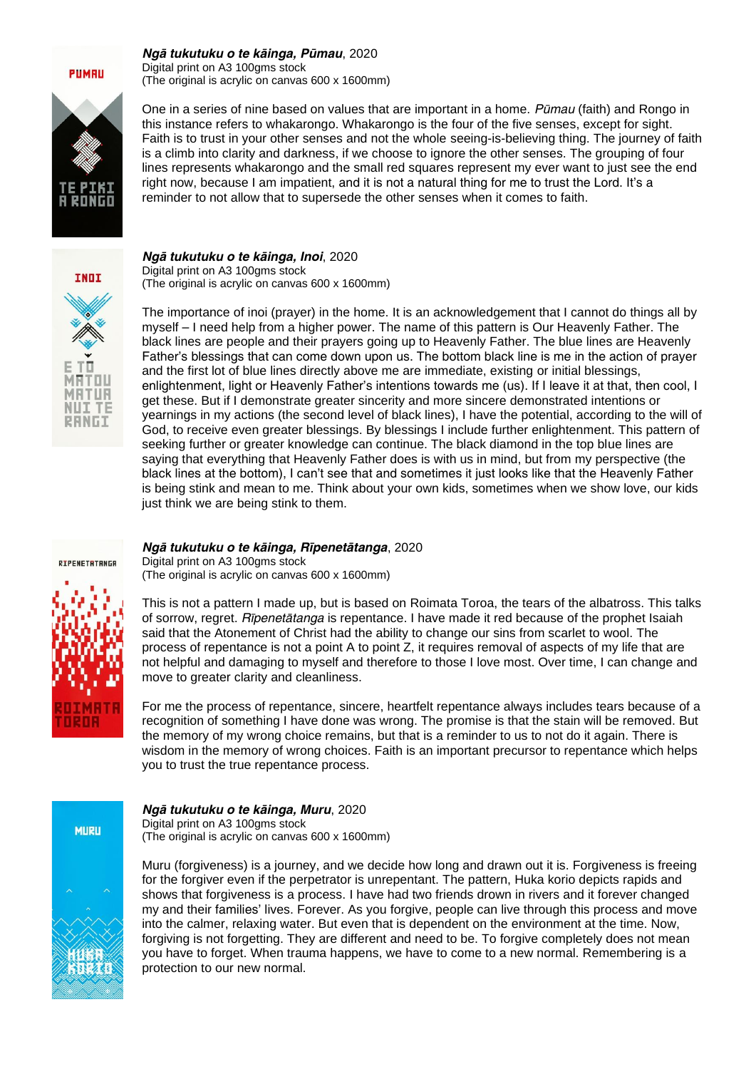***Ngā tukutuku o te kāinga, Pūmau***, 2020
Digital print on A3 100gms stock
(The original is acrylic on canvas 600 x 1600mm)

One in a series of nine based on values that are important in a home. *Pūmau* (faith) and Rongo in this instance refers to whakarongo. Whakarongo is the four of the five senses, except for sight. Faith is to trust in your other senses and not the whole seeing-is-believing thing. The journey of faith is a climb into clarity and darkness, if we choose to ignore the other senses. The grouping of four lines represents whakarongo and the small red squares represent my ever want to just see the end right now, because I am impatient, and it is not a natural thing for me to trust the Lord. It's a reminder to not allow that to supersede the other senses when it comes to faith.

***Ngā tukutuku o te kāinga, Inoi***, 2020
Digital print on A3 100gms stock
(The original is acrylic on canvas 600 x 1600mm)

The importance of inoi (prayer) in the home. It is an acknowledgement that I cannot do things all by myself – I need help from a higher power. The name of this pattern is Our Heavenly Father. The black lines are people and their prayers going up to Heavenly Father. The blue lines are Heavenly Father's blessings that can come down upon us. The bottom black line is me in the action of prayer and the first lot of blue lines directly above me are immediate, existing or initial blessings, enlightenment, light or Heavenly Father's intentions towards me (us). If I leave it at that, then cool, I get these. But if I demonstrate greater sincerity and more sincere demonstrated intentions or yearnings in my actions (the second level of black lines), I have the potential, according to the will of God, to receive even greater blessings. By blessings I include further enlightenment. This pattern of seeking further or greater knowledge can continue. The black diamond in the top blue lines are saying that everything that Heavenly Father does is with us in mind, but from my perspective (the black lines at the bottom), I can't see that and sometimes it just looks like that the Heavenly Father is being stink and mean to me. Think about your own kids, sometimes when we show love, our kids just think we are being stink to them.

***Ngā tukutuku o te kāinga, Rīpenetātanga***, 2020
Digital print on A3 100gms stock
(The original is acrylic on canvas 600 x 1600mm)

This is not a pattern I made up, but is based on Roimata Toroa, the tears of the albatross. This talks of sorrow, regret. *Rīpenetātanga* is repentance. I have made it red because of the prophet Isaiah said that the Atonement of Christ had the ability to change our sins from scarlet to wool. The process of repentance is not a point A to point Z, it requires removal of aspects of my life that are not helpful and damaging to myself and therefore to those I love most. Over time, I can change and move to greater clarity and cleanliness.

For me the process of repentance, sincere, heartfelt repentance always includes tears because of a recognition of something I have done was wrong. The promise is that the stain will be removed. But the memory of my wrong choice remains, but that is a reminder to us to not do it again. There is wisdom in the memory of wrong choices. Faith is an important precursor to repentance which helps you to trust the true repentance process.

***Ngā tukutuku o te kāinga, Muru***, 2020
Digital print on A3 100gms stock
(The original is acrylic on canvas 600 x 1600mm)

Muru (forgiveness) is a journey, and we decide how long and drawn out it is. Forgiveness is freeing for the forgiver even if the perpetrator is unrepentant. The pattern, Huka korio depicts rapids and shows that forgiveness is a process. I have had two friends drown in rivers and it forever changed my and their families' lives. Forever. As you forgive, people can live through this process and move into the calmer, relaxing water. But even that is dependent on the environment at the time. Now, forgiving is not forgetting. They are different and need to be. To forgive completely does not mean you have to forget. When trauma happens, we have to come to a new normal. Remembering is a protection to our new normal.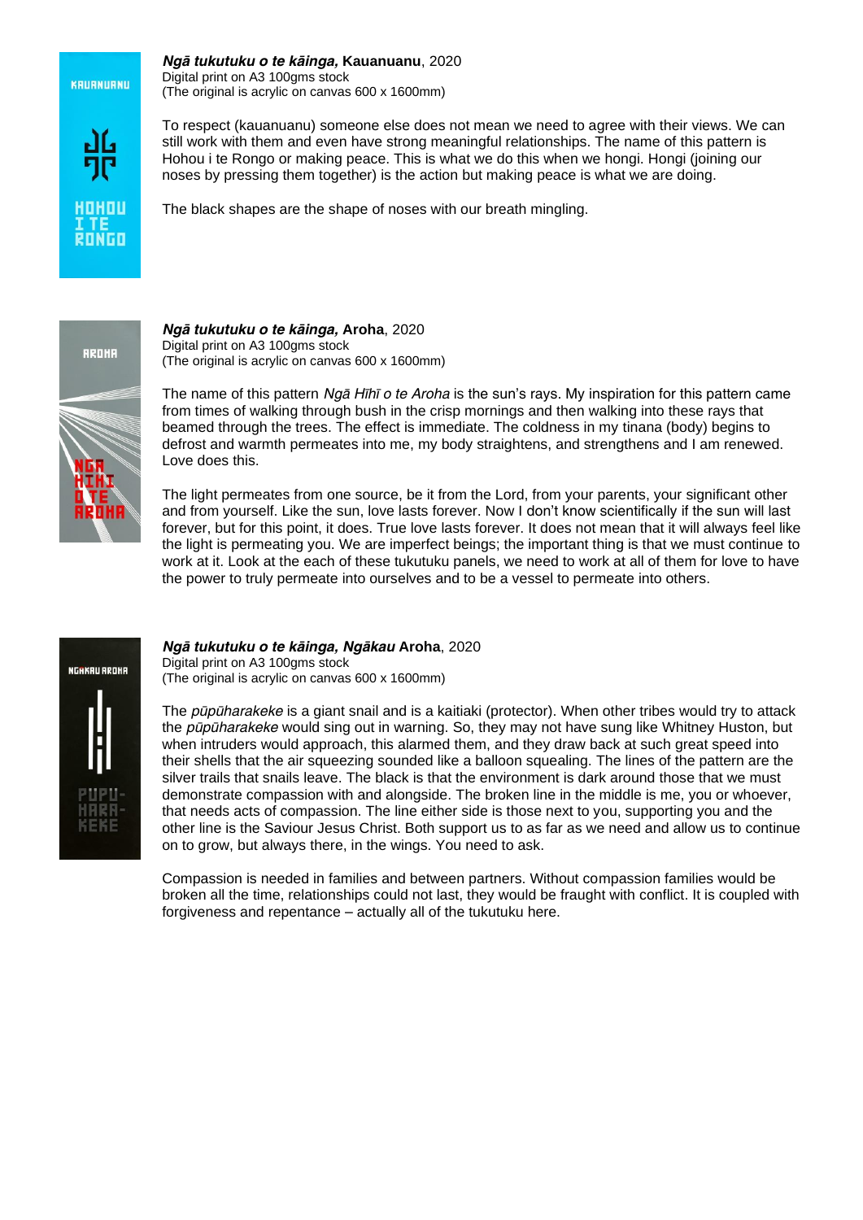***Ngā tukutuku o te kāinga,* Kauanuanu**, 2020
Digital print on A3 100gms stock
(The original is acrylic on canvas 600 x 1600mm)

To respect (kauanuanu) someone else does not mean we need to agree with their views. We can still work with them and even have strong meaningful relationships. The name of this pattern is Hohou i te Rongo or making peace. This is what we do this when we hongi. Hongi (joining our noses by pressing them together) is the action but making peace is what we are doing.

The black shapes are the shape of noses with our breath mingling.

***Ngā tukutuku o te kāinga,* Aroha**, 2020
Digital print on A3 100gms stock
(The original is acrylic on canvas 600 x 1600mm)

The name of this pattern *Ngā Hīhī o te Aroha* is the sun's rays. My inspiration for this pattern came from times of walking through bush in the crisp mornings and then walking into these rays that beamed through the trees. The effect is immediate. The coldness in my tinana (body) begins to defrost and warmth permeates into me, my body straightens, and strengthens and I am renewed. Love does this.

The light permeates from one source, be it from the Lord, from your parents, your significant other and from yourself. Like the sun, love lasts forever. Now I don't know scientifically if the sun will last forever, but for this point, it does. True love lasts forever. It does not mean that it will always feel like the light is permeating you. We are imperfect beings; the important thing is that we must continue to work at it. Look at the each of these tukutuku panels, we need to work at all of them for love to have the power to truly permeate into ourselves and to be a vessel to permeate into others.

***Ngā tukutuku o te kāinga, Ngākau* Aroha**, 2020
Digital print on A3 100gms stock
(The original is acrylic on canvas 600 x 1600mm)

The *pūpūharakeke* is a giant snail and is a kaitiaki (protector). When other tribes would try to attack the *pūpūharakeke* would sing out in warning. So, they may not have sung like Whitney Huston, but when intruders would approach, this alarmed them, and they draw back at such great speed into their shells that the air squeezing sounded like a balloon squealing. The lines of the pattern are the silver trails that snails leave. The black is that the environment is dark around those that we must demonstrate compassion with and alongside. The broken line in the middle is me, you or whoever, that needs acts of compassion. The line either side is those next to you, supporting you and the other line is the Saviour Jesus Christ. Both support us to as far as we need and allow us to continue on to grow, but always there, in the wings. You need to ask.

Compassion is needed in families and between partners. Without compassion families would be broken all the time, relationships could not last, they would be fraught with conflict. It is coupled with forgiveness and repentance – actually all of the tukutuku here.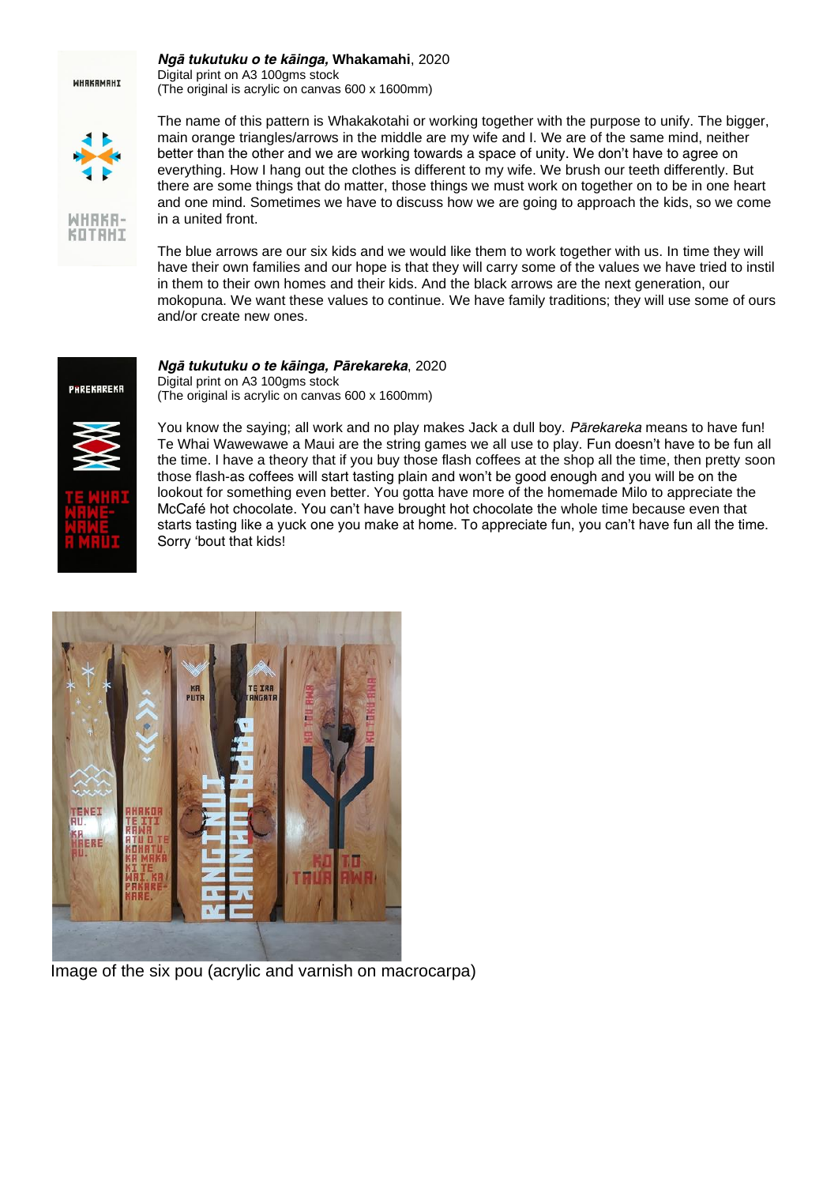***Ngā tukutuku o te kāinga,* Whakamahi**, 2020
Digital print on A3 100gms stock
(The original is acrylic on canvas 600 x 1600mm)

The name of this pattern is Whakakotahi or working together with the purpose to unify. The bigger, main orange triangles/arrows in the middle are my wife and I. We are of the same mind, neither better than the other and we are working towards a space of unity. We don't have to agree on everything. How I hang out the clothes is different to my wife. We brush our teeth differently. But there are some things that do matter, those things we must work on together on to be in one heart and one mind. Sometimes we have to discuss how we are going to approach the kids, so we come in a united front.

The blue arrows are our six kids and we would like them to work together with us. In time they will have their own families and our hope is that they will carry some of the values we have tried to instil in them to their own homes and their kids. And the black arrows are the next generation, our mokopuna. We want these values to continue. We have family traditions; they will use some of ours and/or create new ones.

***Ngā tukutuku o te kāinga, Pārekareka***, 2020
Digital print on A3 100gms stock
(The original is acrylic on canvas 600 x 1600mm)

You know the saying; all work and no play makes Jack a dull boy. *Pārekareka* means to have fun! Te Whai Wawewawe a Maui are the string games we all use to play. Fun doesn't have to be fun all the time. I have a theory that if you buy those flash coffees at the shop all the time, then pretty soon those flash-as coffees will start tasting plain and won't be good enough and you will be on the lookout for something even better. You gotta have more of the homemade Milo to appreciate the McCafé hot chocolate. You can't have brought hot chocolate the whole time because even that starts tasting like a yuck one you make at home. To appreciate fun, you can't have fun all the time. Sorry 'bout that kids!

Image of the six pou (acrylic and varnish on macrocarpa)